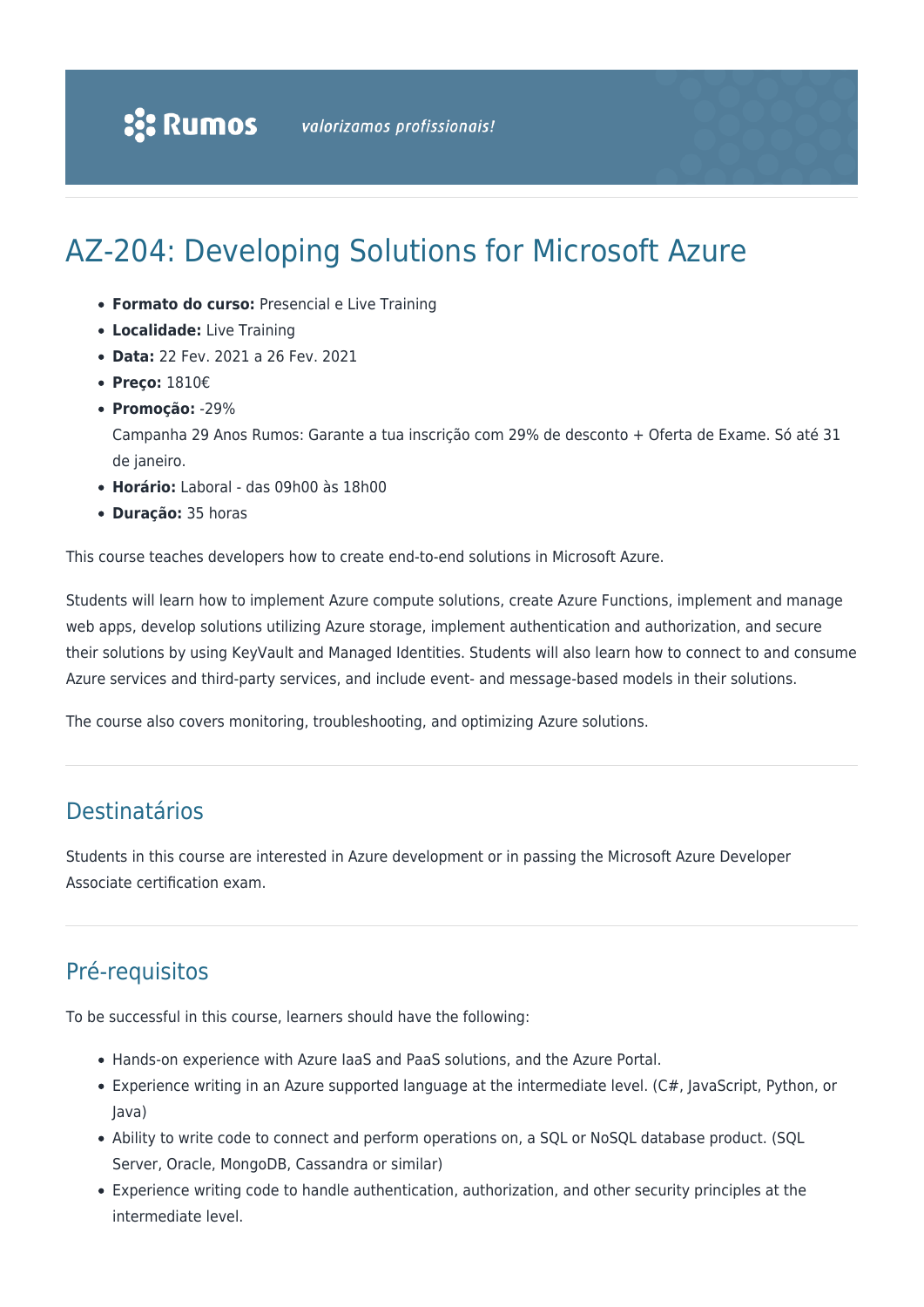**Rumos** *valorizamos profissionais!*

# AZ-204: Developing Solutions for Microsoft Azure

- **Formato do curso:** Presencial e Live Training
- **Localidade:** Live Training
- **Data:** 22 Fev. 2021 a 26 Fev. 2021
- **Preço:** 1810€
- **Promoção:** -29%
  Campanha 29 Anos Rumos: Garante a tua inscrição com 29% de desconto + Oferta de Exame. Só até 31 de janeiro.
- **Horário:** Laboral - das 09h00 às 18h00
- **Duração:** 35 horas

This course teaches developers how to create end-to-end solutions in Microsoft Azure.

Students will learn how to implement Azure compute solutions, create Azure Functions, implement and manage web apps, develop solutions utilizing Azure storage, implement authentication and authorization, and secure their solutions by using KeyVault and Managed Identities. Students will also learn how to connect to and consume Azure services and third-party services, and include event- and message-based models in their solutions.

The course also covers monitoring, troubleshooting, and optimizing Azure solutions.

## Destinatários

Students in this course are interested in Azure development or in passing the Microsoft Azure Developer Associate certification exam.

## Pré-requisitos

To be successful in this course, learners should have the following:

- Hands-on experience with Azure IaaS and PaaS solutions, and the Azure Portal.
- Experience writing in an Azure supported language at the intermediate level. (C#, JavaScript, Python, or Java)
- Ability to write code to connect and perform operations on, a SQL or NoSQL database product. (SQL Server, Oracle, MongoDB, Cassandra or similar)
- Experience writing code to handle authentication, authorization, and other security principles at the intermediate level.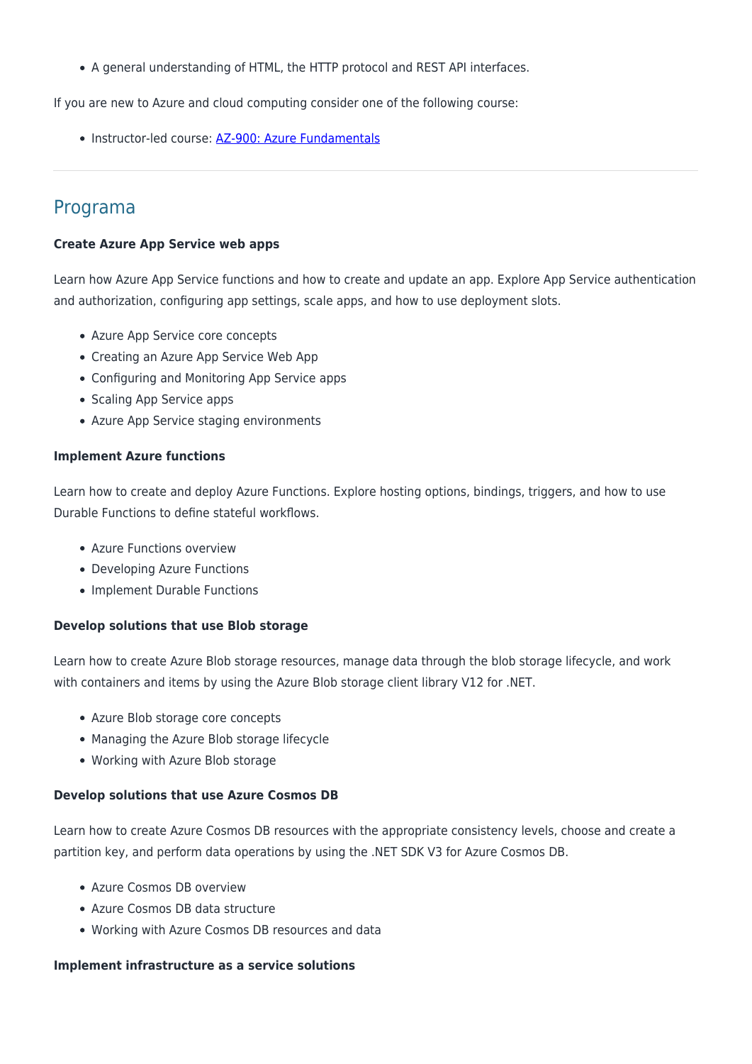- A general understanding of HTML, the HTTP protocol and REST API interfaces.

If you are new to Azure and cloud computing consider one of the following course:

- Instructor-led course: [AZ-900: Azure Fundamentals]()

---

## Programa

**Create Azure App Service web apps**

Learn how Azure App Service functions and how to create and update an app. Explore App Service authentication and authorization, configuring app settings, scale apps, and how to use deployment slots.

- Azure App Service core concepts
- Creating an Azure App Service Web App
- Configuring and Monitoring App Service apps
- Scaling App Service apps
- Azure App Service staging environments

**Implement Azure functions**

Learn how to create and deploy Azure Functions. Explore hosting options, bindings, triggers, and how to use Durable Functions to define stateful workflows.

- Azure Functions overview
- Developing Azure Functions
- Implement Durable Functions

**Develop solutions that use Blob storage**

Learn how to create Azure Blob storage resources, manage data through the blob storage lifecycle, and work with containers and items by using the Azure Blob storage client library V12 for .NET.

- Azure Blob storage core concepts
- Managing the Azure Blob storage lifecycle
- Working with Azure Blob storage

**Develop solutions that use Azure Cosmos DB**

Learn how to create Azure Cosmos DB resources with the appropriate consistency levels, choose and create a partition key, and perform data operations by using the .NET SDK V3 for Azure Cosmos DB.

- Azure Cosmos DB overview
- Azure Cosmos DB data structure
- Working with Azure Cosmos DB resources and data

**Implement infrastructure as a service solutions**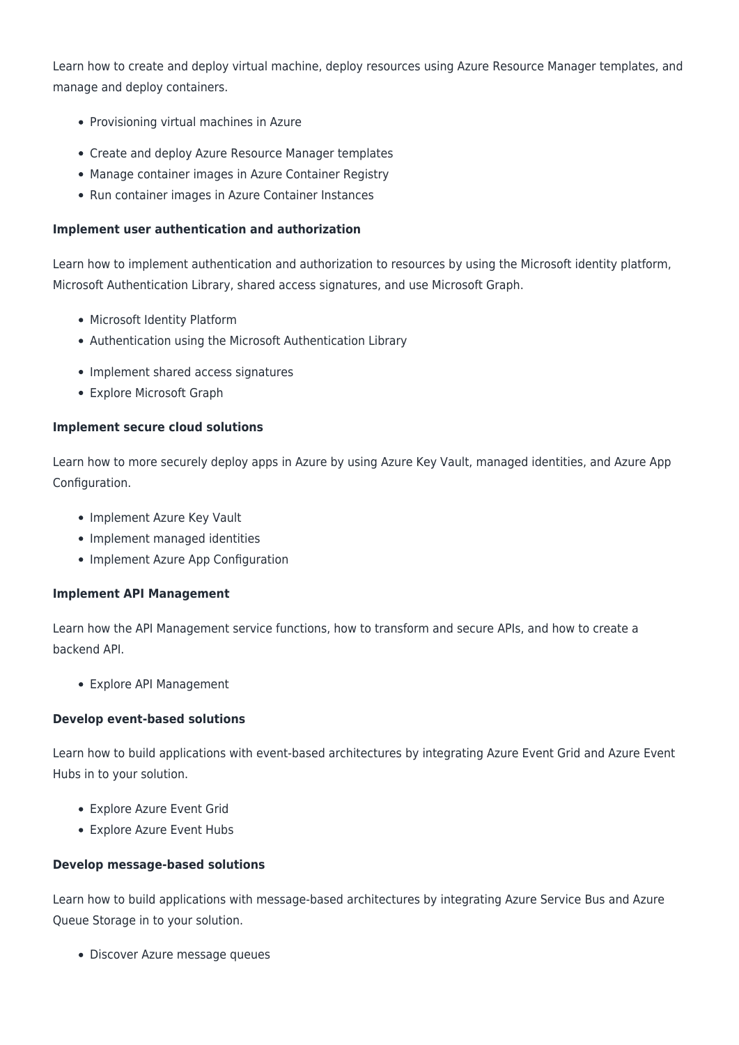Learn how to create and deploy virtual machine, deploy resources using Azure Resource Manager templates, and manage and deploy containers.

- Provisioning virtual machines in Azure
- Create and deploy Azure Resource Manager templates
- Manage container images in Azure Container Registry
- Run container images in Azure Container Instances

**Implement user authentication and authorization**

Learn how to implement authentication and authorization to resources by using the Microsoft identity platform, Microsoft Authentication Library, shared access signatures, and use Microsoft Graph.

- Microsoft Identity Platform
- Authentication using the Microsoft Authentication Library
- Implement shared access signatures
- Explore Microsoft Graph

**Implement secure cloud solutions**

Learn how to more securely deploy apps in Azure by using Azure Key Vault, managed identities, and Azure App Configuration.

- Implement Azure Key Vault
- Implement managed identities
- Implement Azure App Configuration

**Implement API Management**

Learn how the API Management service functions, how to transform and secure APIs, and how to create a backend API.

- Explore API Management

**Develop event-based solutions**

Learn how to build applications with event-based architectures by integrating Azure Event Grid and Azure Event Hubs in to your solution.

- Explore Azure Event Grid
- Explore Azure Event Hubs

**Develop message-based solutions**

Learn how to build applications with message-based architectures by integrating Azure Service Bus and Azure Queue Storage in to your solution.

- Discover Azure message queues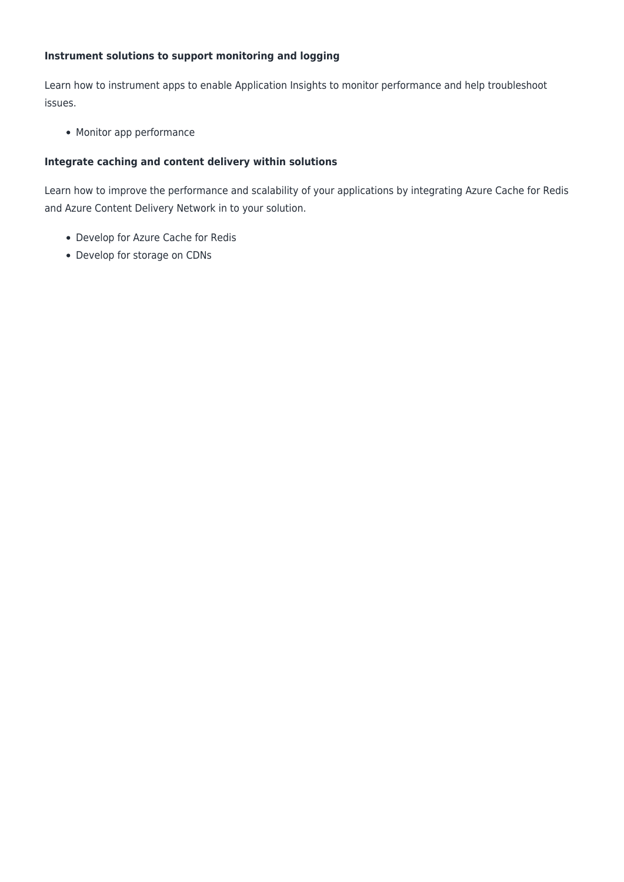**Instrument solutions to support monitoring and logging**

Learn how to instrument apps to enable Application Insights to monitor performance and help troubleshoot issues.

- Monitor app performance

**Integrate caching and content delivery within solutions**

Learn how to improve the performance and scalability of your applications by integrating Azure Cache for Redis and Azure Content Delivery Network in to your solution.

- Develop for Azure Cache for Redis
- Develop for storage on CDNs